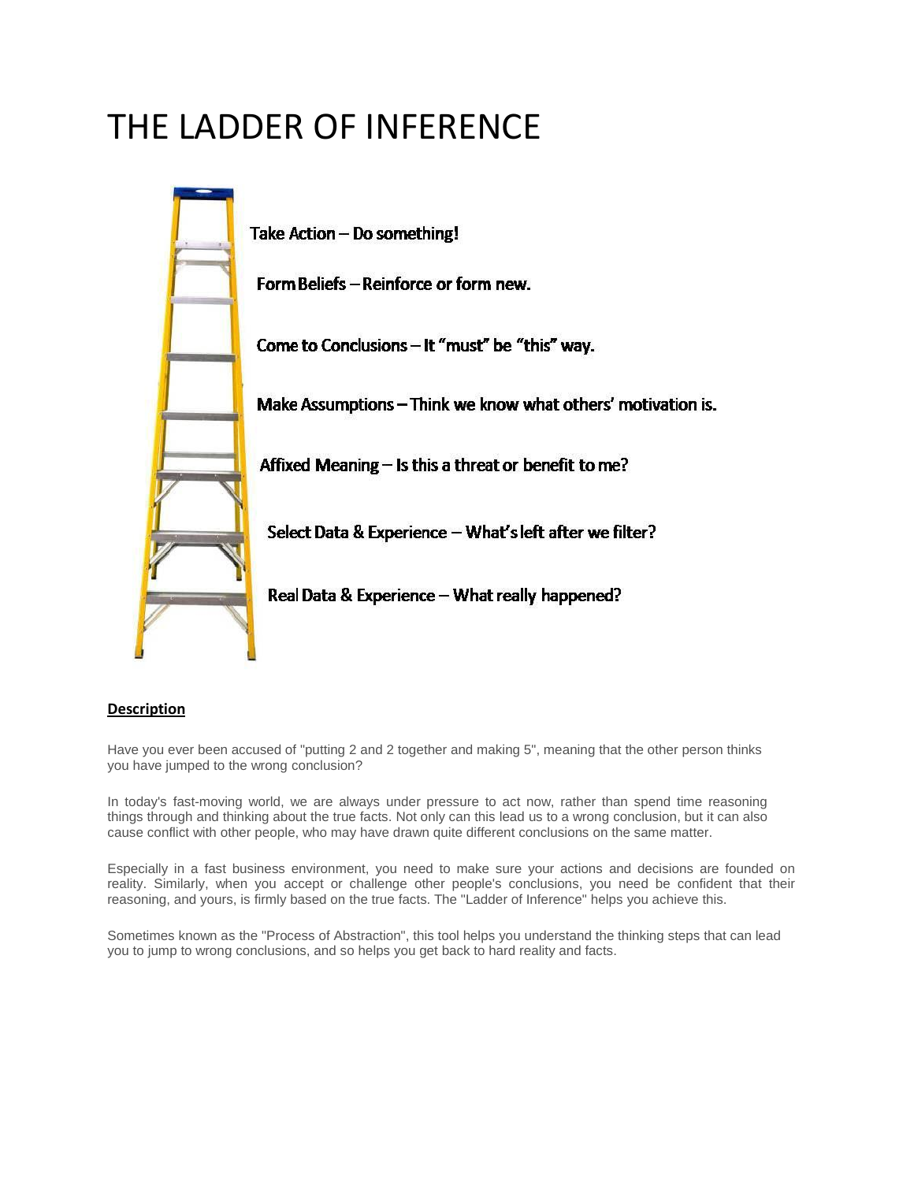# THE LADDER OF INFERENCE

Take Action – Do something!

Form Beliefs – Reinforce or form new.

Come to Conclusions – It "must" be "this" way.

Make Assumptions – Think we know what others' motivation is.

Affixed Meaning – Is this a threat or benefit to me?

Select Data & Experience – What's left after we filter?

Real Data & Experience – What really happened?

**Description**

Have you ever been accused of "putting 2 and 2 together and making 5", meaning that the other person thinks you have jumped to the wrong conclusion?

In today's fast-moving world, we are always under pressure to act now, rather than spend time reasoning things through and thinking about the true facts. Not only can this lead us to a wrong conclusion, but it can also cause conflict with other people, who may have drawn quite different conclusions on the same matter.

Especially in a fast business environment, you need to make sure your actions and decisions are founded on reality. Similarly, when you accept or challenge other people's conclusions, you need be confident that their reasoning, and yours, is firmly based on the true facts. The "Ladder of Inference" helps you achieve this.

Sometimes known as the "Process of Abstraction", this tool helps you understand the thinking steps that can lead you to jump to wrong conclusions, and so helps you get back to hard reality and facts.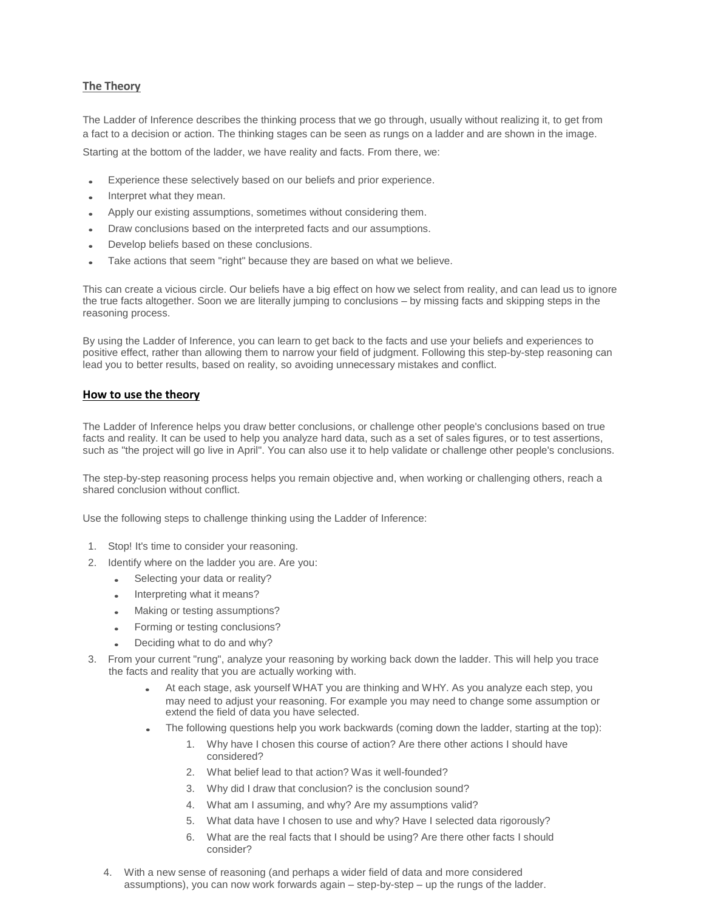## The Theory

The Ladder of Inference describes the thinking process that we go through, usually without realizing it, to get from a fact to a decision or action. The thinking stages can be seen as rungs on a ladder and are shown in the image.

Starting at the bottom of the ladder, we have reality and facts. From there, we:

- Experience these selectively based on our beliefs and prior experience.
- Interpret what they mean.
- Apply our existing assumptions, sometimes without considering them.
- Draw conclusions based on the interpreted facts and our assumptions.
- Develop beliefs based on these conclusions.
- Take actions that seem "right" because they are based on what we believe.

This can create a vicious circle. Our beliefs have a big effect on how we select from reality, and can lead us to ignore the true facts altogether. Soon we are literally jumping to conclusions – by missing facts and skipping steps in the reasoning process.

By using the Ladder of Inference, you can learn to get back to the facts and use your beliefs and experiences to positive effect, rather than allowing them to narrow your field of judgment. Following this step-by-step reasoning can lead you to better results, based on reality, so avoiding unnecessary mistakes and conflict.

## How to use the theory

The Ladder of Inference helps you draw better conclusions, or challenge other people's conclusions based on true facts and reality. It can be used to help you analyze hard data, such as a set of sales figures, or to test assertions, such as "the project will go live in April". You can also use it to help validate or challenge other people's conclusions.

The step-by-step reasoning process helps you remain objective and, when working or challenging others, reach a shared conclusion without conflict.

Use the following steps to challenge thinking using the Ladder of Inference:

1. Stop! It's time to consider your reasoning.
2. Identify where on the ladder you are. Are you:
   - Selecting your data or reality?
   - Interpreting what it means?
   - Making or testing assumptions?
   - Forming or testing conclusions?
   - Deciding what to do and why?
3. From your current "rung", analyze your reasoning by working back down the ladder. This will help you trace the facts and reality that you are actually working with.
   - At each stage, ask yourself WHAT you are thinking and WHY. As you analyze each step, you may need to adjust your reasoning. For example you may need to change some assumption or extend the field of data you have selected.
   - The following questions help you work backwards (coming down the ladder, starting at the top):
     1. Why have I chosen this course of action? Are there other actions I should have considered?
     2. What belief lead to that action? Was it well-founded?
     3. Why did I draw that conclusion? is the conclusion sound?
     4. What am I assuming, and why? Are my assumptions valid?
     5. What data have I chosen to use and why? Have I selected data rigorously?
     6. What are the real facts that I should be using? Are there other facts I should consider?
4. With a new sense of reasoning (and perhaps a wider field of data and more considered assumptions), you can now work forwards again – step-by-step – up the rungs of the ladder.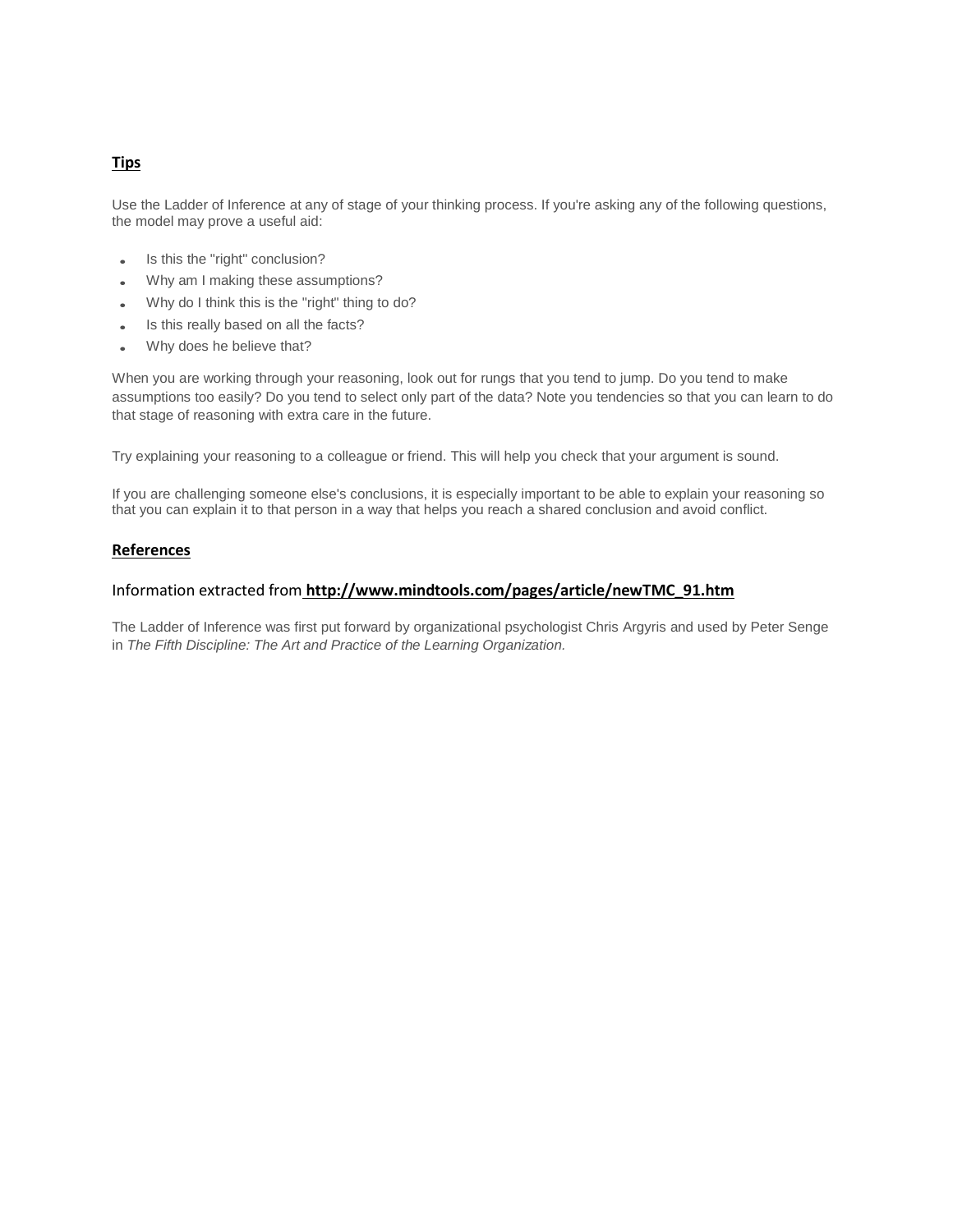## Tips

Use the Ladder of Inference at any of stage of your thinking process. If you're asking any of the following questions, the model may prove a useful aid:

- Is this the "right" conclusion?
- Why am I making these assumptions?
- Why do I think this is the "right" thing to do?
- Is this really based on all the facts?
- Why does he believe that?

When you are working through your reasoning, look out for rungs that you tend to jump. Do you tend to make assumptions too easily? Do you tend to select only part of the data? Note you tendencies so that you can learn to do that stage of reasoning with extra care in the future.

Try explaining your reasoning to a colleague or friend. This will help you check that your argument is sound.

If you are challenging someone else's conclusions, it is especially important to be able to explain your reasoning so that you can explain it to that person in a way that helps you reach a shared conclusion and avoid conflict.

## References

Information extracted from **http://www.mindtools.com/pages/article/newTMC_91.htm**

The Ladder of Inference was first put forward by organizational psychologist Chris Argyris and used by Peter Senge in *The Fifth Discipline: The Art and Practice of the Learning Organization.*